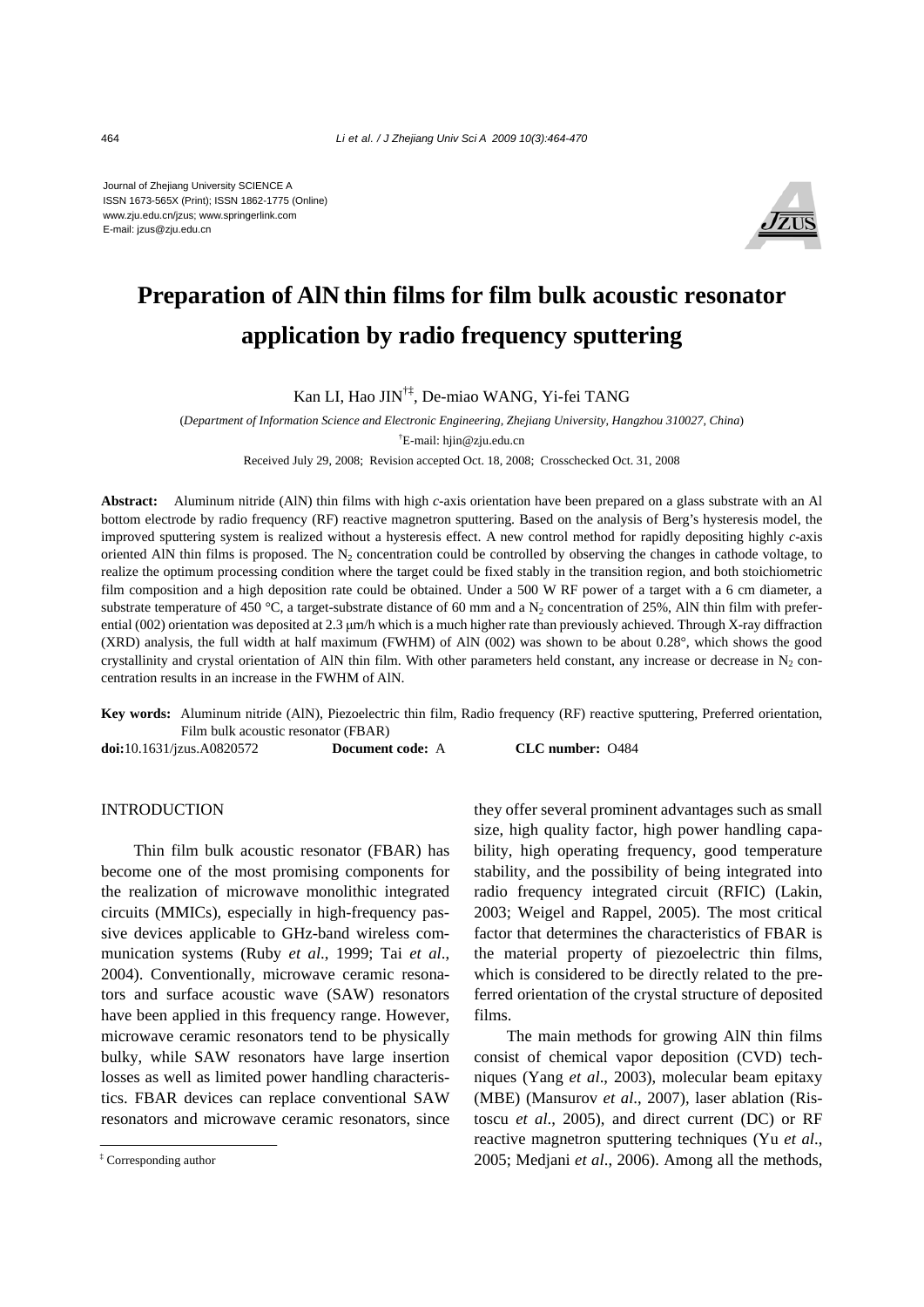Journal of Zhejiang University SCIENCE A
ISSN 1673-565X (Print); ISSN 1862-1775 (Online)
www.zju.edu.cn/jzus; www.springerlink.com
E-mail: jzus@zju.edu.cn

# Preparation of AlN thin films for film bulk acoustic resonator application by radio frequency sputtering

Kan LI, Hao JIN[†‡], De-miao WANG, Yi-fei TANG

(*Department of Information Science and Electronic Engineering, Zhejiang University, Hangzhou 310027, China*)

[†]E-mail: hjin@zju.edu.cn

Received July 29, 2008; Revision accepted Oct. 18, 2008; Crosschecked Oct. 31, 2008

**Abstract:** Aluminum nitride (AlN) thin films with high *c*-axis orientation have been prepared on a glass substrate with an Al bottom electrode by radio frequency (RF) reactive magnetron sputtering. Based on the analysis of Berg's hysteresis model, the improved sputtering system is realized without a hysteresis effect. A new control method for rapidly depositing highly *c*-axis oriented AlN thin films is proposed. The $N_2$ concentration could be controlled by observing the changes in cathode voltage, to realize the optimum processing condition where the target could be fixed stably in the transition region, and both stoichiometric film composition and a high deposition rate could be obtained. Under a 500 W RF power of a target with a 6 cm diameter, a substrate temperature of 450 °C, a target-substrate distance of 60 mm and a $N_2$ concentration of 25%, AlN thin film with preferential (002) orientation was deposited at 2.3 μm/h which is a much higher rate than previously achieved. Through X-ray diffraction (XRD) analysis, the full width at half maximum (FWHM) of AlN (002) was shown to be about 0.28°, which shows the good crystallinity and crystal orientation of AlN thin film. With other parameters held constant, any increase or decrease in $N_2$ concentration results in an increase in the FWHM of AlN.

**Key words:** Aluminum nitride (AlN), Piezoelectric thin film, Radio frequency (RF) reactive sputtering, Preferred orientation, Film bulk acoustic resonator (FBAR)

**doi:**10.1631/jzus.A0820572 **Document code:** A **CLC number:** O484

## INTRODUCTION

Thin film bulk acoustic resonator (FBAR) has become one of the most promising components for the realization of microwave monolithic integrated circuits (MMICs), especially in high-frequency passive devices applicable to GHz-band wireless communication systems (Ruby *et al*., 1999; Tai *et al*., 2004). Conventionally, microwave ceramic resonators and surface acoustic wave (SAW) resonators have been applied in this frequency range. However, microwave ceramic resonators tend to be physically bulky, while SAW resonators have large insertion losses as well as limited power handling characteristics. FBAR devices can replace conventional SAW resonators and microwave ceramic resonators, since they offer several prominent advantages such as small size, high quality factor, high power handling capability, high operating frequency, good temperature stability, and the possibility of being integrated into radio frequency integrated circuit (RFIC) (Lakin, 2003; Weigel and Rappel, 2005). The most critical factor that determines the characteristics of FBAR is the material property of piezoelectric thin films, which is considered to be directly related to the preferred orientation of the crystal structure of deposited films.

The main methods for growing AlN thin films consist of chemical vapor deposition (CVD) techniques (Yang *et al*., 2003), molecular beam epitaxy (MBE) (Mansurov *et al*., 2007), laser ablation (Ristoscu *et al*., 2005), and direct current (DC) or RF reactive magnetron sputtering techniques (Yu *et al*., 2005; Medjani *et al*., 2006). Among all the methods,

[‡] Corresponding author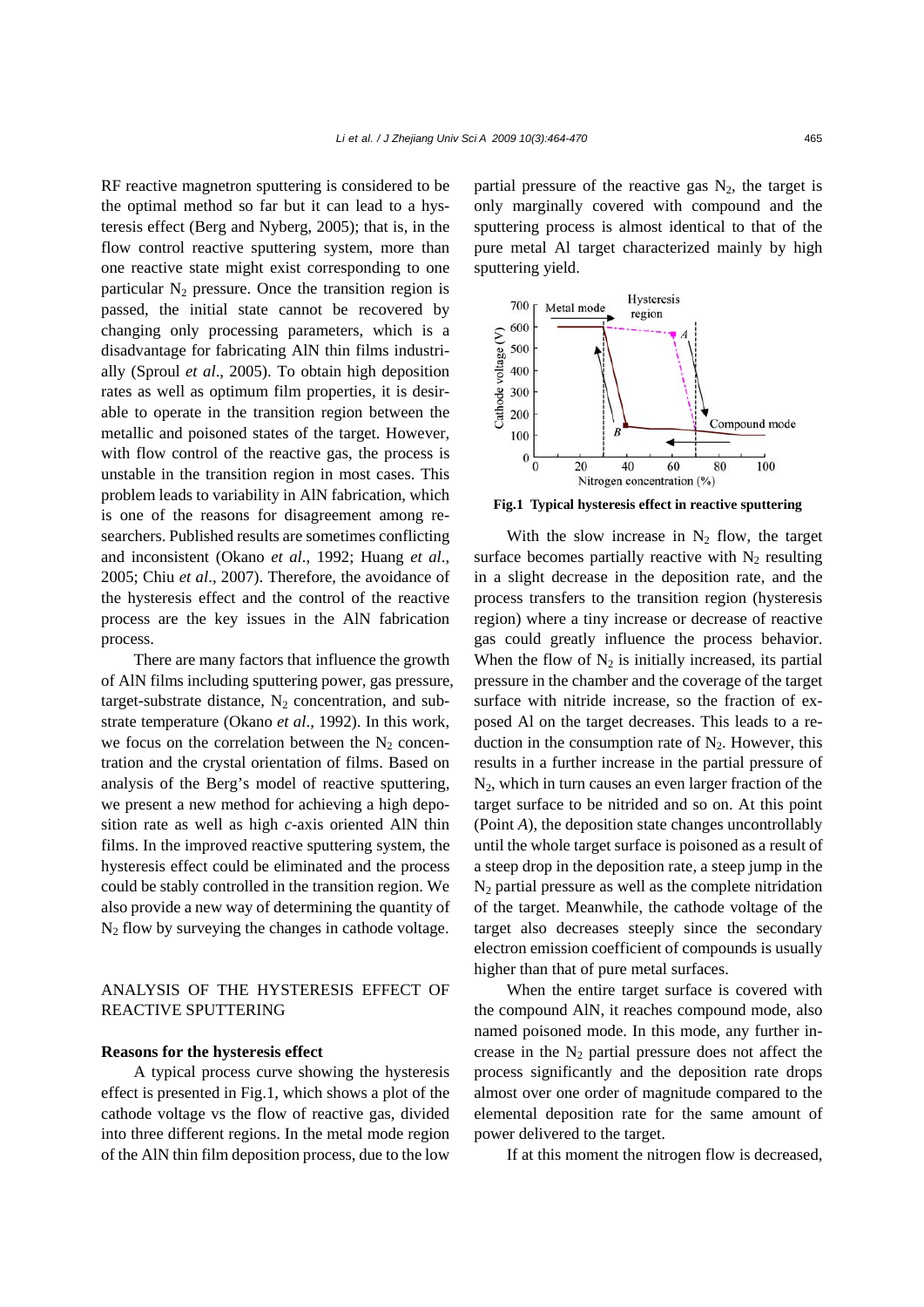RF reactive magnetron sputtering is considered to be the optimal method so far but it can lead to a hysteresis effect (Berg and Nyberg, 2005); that is, in the flow control reactive sputtering system, more than one reactive state might exist corresponding to one particular $N_2$ pressure. Once the transition region is passed, the initial state cannot be recovered by changing only processing parameters, which is a disadvantage for fabricating AlN thin films industrially (Sproul *et al*., 2005). To obtain high deposition rates as well as optimum film properties, it is desirable to operate in the transition region between the metallic and poisoned states of the target. However, with flow control of the reactive gas, the process is unstable in the transition region in most cases. This problem leads to variability in AlN fabrication, which is one of the reasons for disagreement among researchers. Published results are sometimes conflicting and inconsistent (Okano *et al*., 1992; Huang *et al*., 2005; Chiu *et al*., 2007). Therefore, the avoidance of the hysteresis effect and the control of the reactive process are the key issues in the AlN fabrication process.

There are many factors that influence the growth of AlN films including sputtering power, gas pressure, target-substrate distance, $N_2$ concentration, and substrate temperature (Okano *et al*., 1992). In this work, we focus on the correlation between the $N_2$ concentration and the crystal orientation of films. Based on analysis of the Berg's model of reactive sputtering, we present a new method for achieving a high deposition rate as well as high *c*-axis oriented AlN thin films. In the improved reactive sputtering system, the hysteresis effect could be eliminated and the process could be stably controlled in the transition region. We also provide a new way of determining the quantity of $N_2$ flow by surveying the changes in cathode voltage.

## ANALYSIS OF THE HYSTERESIS EFFECT OF REACTIVE SPUTTERING

### Reasons for the hysteresis effect

A typical process curve showing the hysteresis effect is presented in Fig.1, which shows a plot of the cathode voltage vs the flow of reactive gas, divided into three different regions. In the metal mode region of the AlN thin film deposition process, due to the low partial pressure of the reactive gas $N_2$, the target is only marginally covered with compound and the sputtering process is almost identical to that of the pure metal Al target characterized mainly by high sputtering yield.

**Fig.1 Typical hysteresis effect in reactive sputtering**

With the slow increase in $N_2$ flow, the target surface becomes partially reactive with $N_2$ resulting in a slight decrease in the deposition rate, and the process transfers to the transition region (hysteresis region) where a tiny increase or decrease of reactive gas could greatly influence the process behavior. When the flow of $N_2$ is initially increased, its partial pressure in the chamber and the coverage of the target surface with nitride increase, so the fraction of exposed Al on the target decreases. This leads to a reduction in the consumption rate of $N_2$. However, this results in a further increase in the partial pressure of $N_2$, which in turn causes an even larger fraction of the target surface to be nitrided and so on. At this point (Point *A*), the deposition state changes uncontrollably until the whole target surface is poisoned as a result of a steep drop in the deposition rate, a steep jump in the $N_2$ partial pressure as well as the complete nitridation of the target. Meanwhile, the cathode voltage of the target also decreases steeply since the secondary electron emission coefficient of compounds is usually higher than that of pure metal surfaces.

When the entire target surface is covered with the compound AlN, it reaches compound mode, also named poisoned mode. In this mode, any further increase in the $N_2$ partial pressure does not affect the process significantly and the deposition rate drops almost over one order of magnitude compared to the elemental deposition rate for the same amount of power delivered to the target.

If at this moment the nitrogen flow is decreased,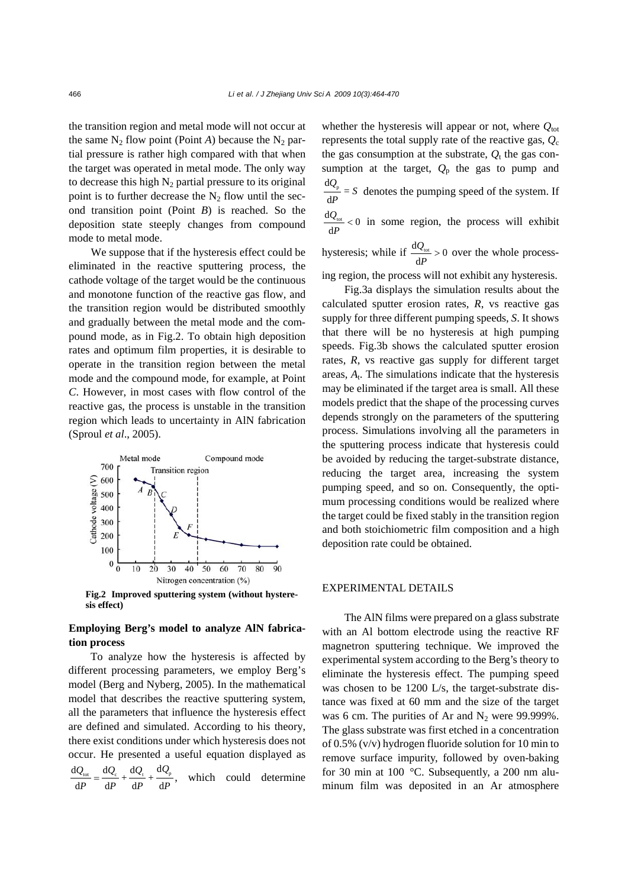the transition region and metal mode will not occur at the same $N_2$ flow point (Point *A*) because the $N_2$ partial pressure is rather high compared with that when the target was operated in metal mode. The only way to decrease this high $N_2$ partial pressure to its original point is to further decrease the $N_2$ flow until the second transition point (Point *B*) is reached. So the deposition state steeply changes from compound mode to metal mode.

We suppose that if the hysteresis effect could be eliminated in the reactive sputtering process, the cathode voltage of the target would be the continuous and monotone function of the reactive gas flow, and the transition region would be distributed smoothly and gradually between the metal mode and the compound mode, as in Fig.2. To obtain high deposition rates and optimum film properties, it is desirable to operate in the transition region between the metal mode and the compound mode, for example, at Point *C*. However, in most cases with flow control of the reactive gas, the process is unstable in the transition region which leads to uncertainty in AlN fabrication (Sproul *et al*., 2005).

**Fig.2 Improved sputtering system (without hysteresis effect)**

**Employing Berg's model to analyze AlN fabrication process**

To analyze how the hysteresis is affected by different processing parameters, we employ Berg's model (Berg and Nyberg, 2005). In the mathematical model that describes the reactive sputtering system, all the parameters that influence the hysteresis effect are defined and simulated. According to his theory, there exist conditions under which hysteresis does not occur. He presented a useful equation displayed as $\frac{dQ_{tot}}{dP} = \frac{dQ_c}{dP} + \frac{dQ_t}{dP} + \frac{dQ_p}{dP}$, which could determine whether the hysteresis will appear or not, where $Q_{tot}$ represents the total supply rate of the reactive gas, $Q_c$ the gas consumption at the substrate, $Q_t$ the gas consumption at the target, $Q_p$ the gas to pump and $\frac{dQ_p}{dP} = S$ denotes the pumping speed of the system. If $\frac{dQ_{tot}}{dP} < 0$ in some region, the process will exhibit hysteresis; while if $\frac{dQ_{tot}}{dP} > 0$ over the whole processing region, the process will not exhibit any hysteresis.

Fig.3a displays the simulation results about the calculated sputter erosion rates, *R*, vs reactive gas supply for three different pumping speeds, *S*. It shows that there will be no hysteresis at high pumping speeds. Fig.3b shows the calculated sputter erosion rates, *R*, vs reactive gas supply for different target areas, $A_t$. The simulations indicate that the hysteresis may be eliminated if the target area is small. All these models predict that the shape of the processing curves depends strongly on the parameters of the sputtering process. Simulations involving all the parameters in the sputtering process indicate that hysteresis could be avoided by reducing the target-substrate distance, reducing the target area, increasing the system pumping speed, and so on. Consequently, the optimum processing conditions would be realized where the target could be fixed stably in the transition region and both stoichiometric film composition and a high deposition rate could be obtained.

## EXPERIMENTAL DETAILS

The AlN films were prepared on a glass substrate with an Al bottom electrode using the reactive RF magnetron sputtering technique. We improved the experimental system according to the Berg's theory to eliminate the hysteresis effect. The pumping speed was chosen to be 1200 L/s, the target-substrate distance was fixed at 60 mm and the size of the target was 6 cm. The purities of Ar and $N_2$ were 99.999%. The glass substrate was first etched in a concentration of 0.5% (v/v) hydrogen fluoride solution for 10 min to remove surface impurity, followed by oven-baking for 30 min at 100 °C. Subsequently, a 200 nm aluminum film was deposited in an Ar atmosphere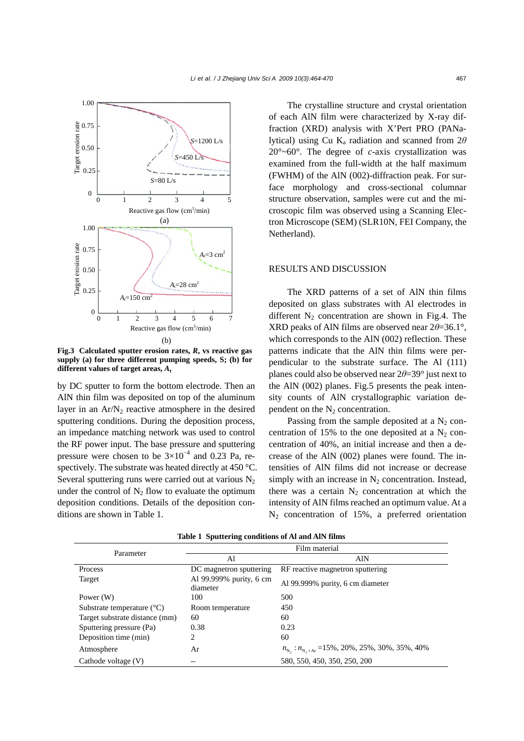Fig.3 **Calculated sputter erosion rates, *R*, vs reactive gas supply (a) for three different pumping speeds, S; (b) for different values of target areas, $A_t$**

by DC sputter to form the bottom electrode. Then an AlN thin film was deposited on top of the aluminum layer in an $Ar/N_2$ reactive atmosphere in the desired sputtering conditions. During the deposition process, an impedance matching network was used to control the RF power input. The base pressure and sputtering pressure were chosen to be $3\times10^{-4}$ and 0.23 Pa, respectively. The substrate was heated directly at 450 °C. Several sputtering runs were carried out at various $N_2$ under the control of $N_2$ flow to evaluate the optimum deposition conditions. Details of the deposition conditions are shown in Table 1.

The crystalline structure and crystal orientation of each AlN film were characterized by X-ray diffraction (XRD) analysis with X'Pert PRO (PANalytical) using Cu $K_a$ radiation and scanned from $2\theta$ 20°~60°. The degree of *c*-axis crystallization was examined from the full-width at the half maximum (FWHM) of the AlN (002)-diffraction peak. For surface morphology and cross-sectional columnar structure observation, samples were cut and the microscopic film was observed using a Scanning Electron Microscope (SEM) (SLR10N, FEI Company, the Netherland).

## RESULTS AND DISCUSSION

The XRD patterns of a set of AlN thin films deposited on glass substrates with Al electrodes in different $N_2$ concentration are shown in Fig.4. The XRD peaks of AlN films are observed near $2\theta$=36.1°, which corresponds to the AlN (002) reflection. These patterns indicate that the AlN thin films were perpendicular to the substrate surface. The Al (111) planes could also be observed near $2\theta$=39° just next to the AlN (002) planes. Fig.5 presents the peak intensity counts of AlN crystallographic variation dependent on the $N_2$ concentration.

Passing from the sample deposited at a $N_2$ concentration of 15% to the one deposited at a $N_2$ concentration of 40%, an initial increase and then a decrease of the AlN (002) planes were found. The intensities of AlN films did not increase or decrease simply with an increase in $N_2$ concentration. Instead, there was a certain $N_2$ concentration at which the intensity of AlN films reached an optimum value. At a $N_2$ concentration of 15%, a preferred orientation

**Table 1 Sputtering conditions of Al and AlN films**

| Parameter | Film material | |
|---|---|---|
| | Al | AlN |
| Process | DC magnetron sputtering | RF reactive magnetron sputtering |
| Target | Al 99.999% purity, 6 cm diameter | Al 99.999% purity, 6 cm diameter |
| Power (W) | 100 | 500 |
| Substrate temperature (°C) | Room temperature | 450 |
| Target substrate distance (mm) | 60 | 60 |
| Sputtering pressure (Pa) | 0.38 | 0.23 |
| Deposition time (min) | 2 | 60 |
| Atmosphere | Ar | $n_{N_2}:n_{N_2+Ar}$ =15%, 20%, 25%, 30%, 35%, 40% |
| Cathode voltage (V) | – | 580, 550, 450, 350, 250, 200 |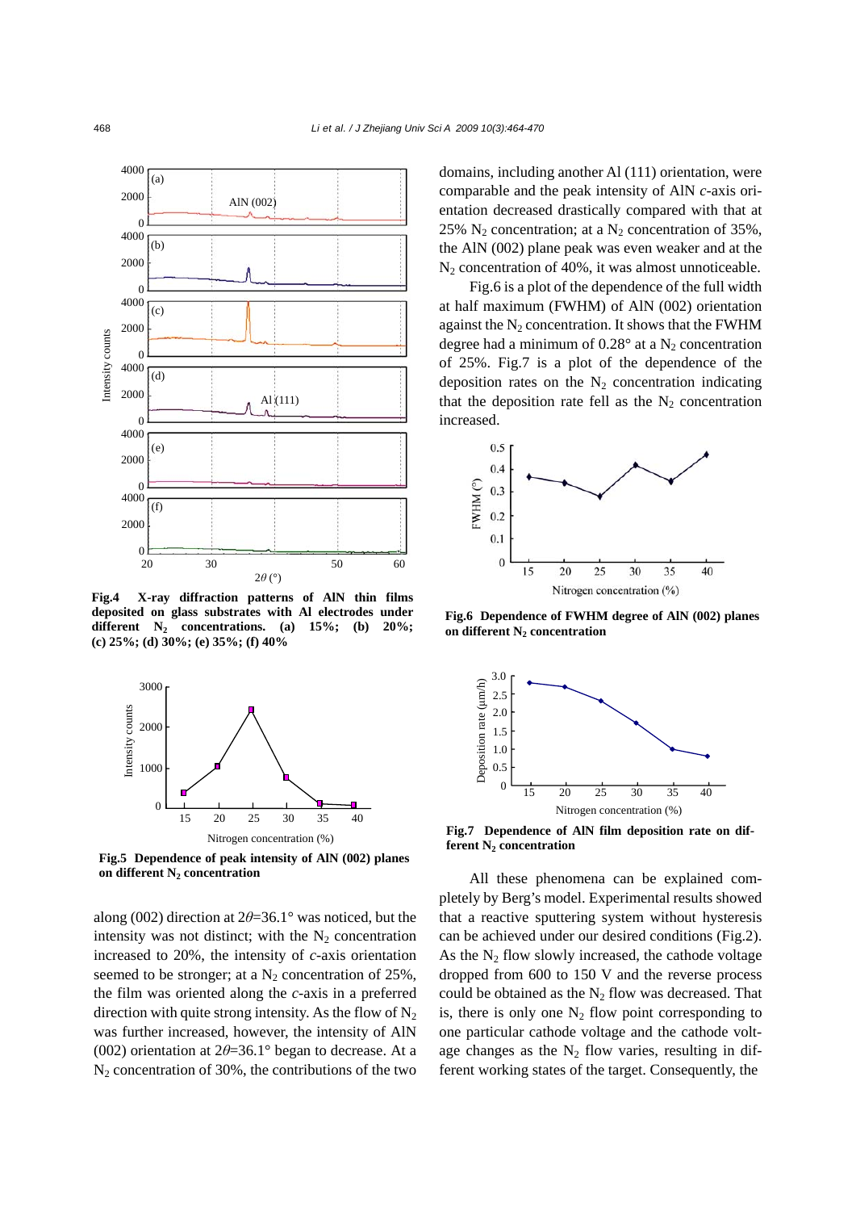**Fig.4 X-ray diffraction patterns of AlN thin films deposited on glass substrates with Al electrodes under different $N_2$ concentrations. (a) 15%; (b) 20%; (c) 25%; (d) 30%; (e) 35%; (f) 40%**

**Fig.5 Dependence of peak intensity of AlN (002) planes on different $N_2$ concentration**

along (002) direction at $2\theta$=36.1° was noticed, but the intensity was not distinct; with the $N_2$ concentration increased to 20%, the intensity of *c*-axis orientation seemed to be stronger; at a $N_2$ concentration of 25%, the film was oriented along the *c*-axis in a preferred direction with quite strong intensity. As the flow of $N_2$ was further increased, however, the intensity of AlN (002) orientation at $2\theta$=36.1° began to decrease. At a $N_2$ concentration of 30%, the contributions of the two domains, including another Al (111) orientation, were comparable and the peak intensity of AlN *c*-axis orientation decreased drastically compared with that at 25% $N_2$ concentration; at a $N_2$ concentration of 35%, the AlN (002) plane peak was even weaker and at the $N_2$ concentration of 40%, it was almost unnoticeable.

Fig.6 is a plot of the dependence of the full width at half maximum (FWHM) of AlN (002) orientation against the $N_2$ concentration. It shows that the FWHM degree had a minimum of 0.28° at a $N_2$ concentration of 25%. Fig.7 is a plot of the dependence of the deposition rates on the $N_2$ concentration indicating that the deposition rate fell as the $N_2$ concentration increased.

**Fig.6 Dependence of FWHM degree of AlN (002) planes on different $N_2$ concentration**

**Fig.7 Dependence of AlN film deposition rate on different $N_2$ concentration**

All these phenomena can be explained completely by Berg's model. Experimental results showed that a reactive sputtering system without hysteresis can be achieved under our desired conditions (Fig.2). As the $N_2$ flow slowly increased, the cathode voltage dropped from 600 to 150 V and the reverse process could be obtained as the $N_2$ flow was decreased. That is, there is only one $N_2$ flow point corresponding to one particular cathode voltage and the cathode voltage changes as the $N_2$ flow varies, resulting in different working states of the target. Consequently, the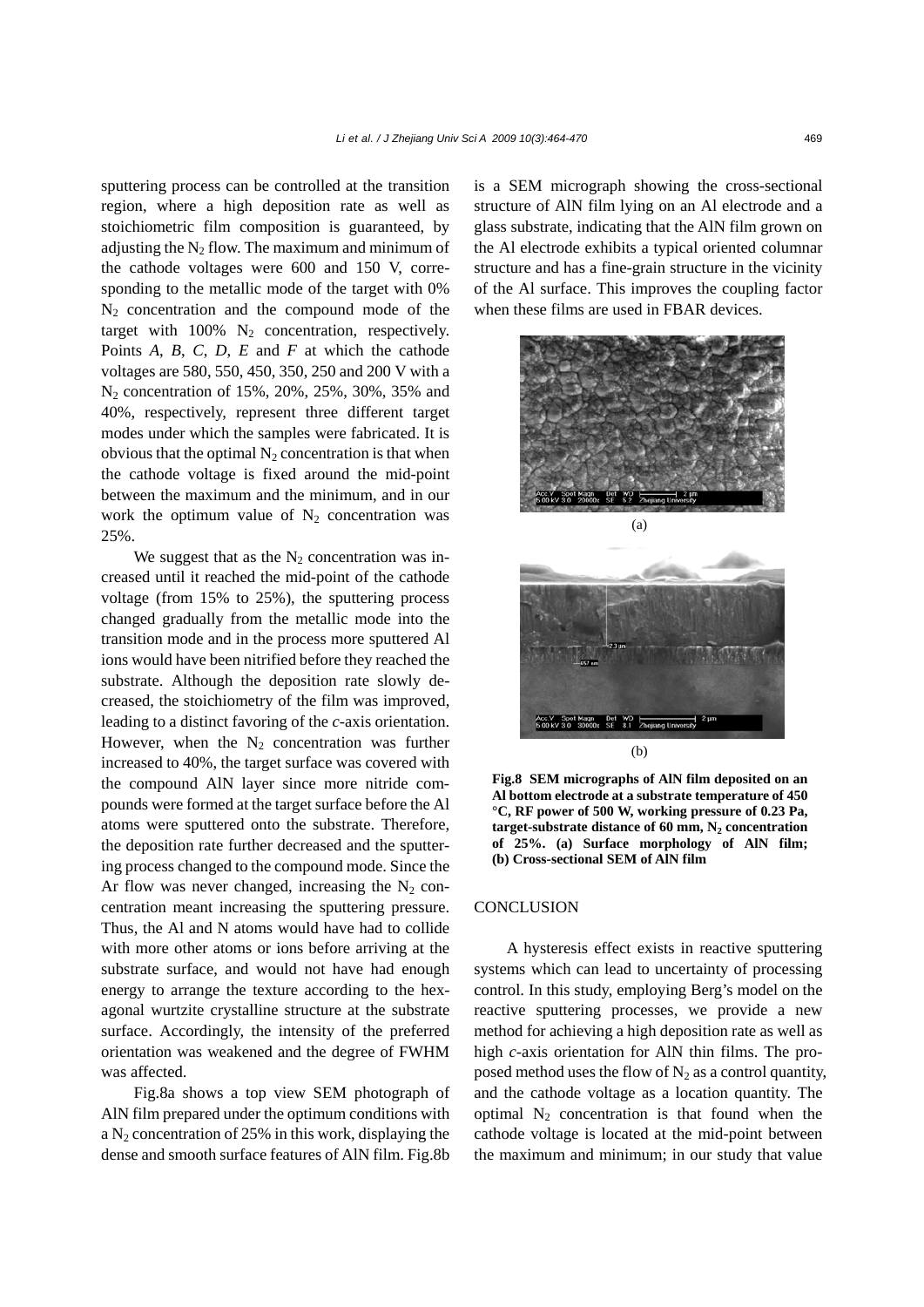sputtering process can be controlled at the transition region, where a high deposition rate as well as stoichiometric film composition is guaranteed, by adjusting the $N_2$ flow. The maximum and minimum of the cathode voltages were 600 and 150 V, corresponding to the metallic mode of the target with 0% $N_2$ concentration and the compound mode of the target with 100% $N_2$ concentration, respectively. Points *A*, *B*, *C*, *D*, *E* and *F* at which the cathode voltages are 580, 550, 450, 350, 250 and 200 V with a $N_2$ concentration of 15%, 20%, 25%, 30%, 35% and 40%, respectively, represent three different target modes under which the samples were fabricated. It is obvious that the optimal $N_2$ concentration is that when the cathode voltage is fixed around the mid-point between the maximum and the minimum, and in our work the optimum value of $N_2$ concentration was 25%.

We suggest that as the $N_2$ concentration was increased until it reached the mid-point of the cathode voltage (from 15% to 25%), the sputtering process changed gradually from the metallic mode into the transition mode and in the process more sputtered Al ions would have been nitrified before they reached the substrate. Although the deposition rate slowly decreased, the stoichiometry of the film was improved, leading to a distinct favoring of the *c*-axis orientation. However, when the $N_2$ concentration was further increased to 40%, the target surface was covered with the compound AlN layer since more nitride compounds were formed at the target surface before the Al atoms were sputtered onto the substrate. Therefore, the deposition rate further decreased and the sputtering process changed to the compound mode. Since the Ar flow was never changed, increasing the $N_2$ concentration meant increasing the sputtering pressure. Thus, the Al and N atoms would have had to collide with more other atoms or ions before arriving at the substrate surface, and would not have had enough energy to arrange the texture according to the hexagonal wurtzite crystalline structure at the substrate surface. Accordingly, the intensity of the preferred orientation was weakened and the degree of FWHM was affected.

Fig.8a shows a top view SEM photograph of AlN film prepared under the optimum conditions with a $N_2$ concentration of 25% in this work, displaying the dense and smooth surface features of AlN film. Fig.8b is a SEM micrograph showing the cross-sectional structure of AlN film lying on an Al electrode and a glass substrate, indicating that the AlN film grown on the Al electrode exhibits a typical oriented columnar structure and has a fine-grain structure in the vicinity of the Al surface. This improves the coupling factor when these films are used in FBAR devices.

(a)

(b)

**Fig.8 SEM micrographs of AlN film deposited on an Al bottom electrode at a substrate temperature of 450 °C, RF power of 500 W, working pressure of 0.23 Pa, target-substrate distance of 60 mm, $N_2$ concentration of 25%. (a) Surface morphology of AlN film; (b) Cross-sectional SEM of AlN film**

## CONCLUSION

A hysteresis effect exists in reactive sputtering systems which can lead to uncertainty of processing control. In this study, employing Berg's model on the reactive sputtering processes, we provide a new method for achieving a high deposition rate as well as high *c*-axis orientation for AlN thin films. The proposed method uses the flow of $N_2$ as a control quantity, and the cathode voltage as a location quantity. The optimal $N_2$ concentration is that found when the cathode voltage is located at the mid-point between the maximum and minimum; in our study that value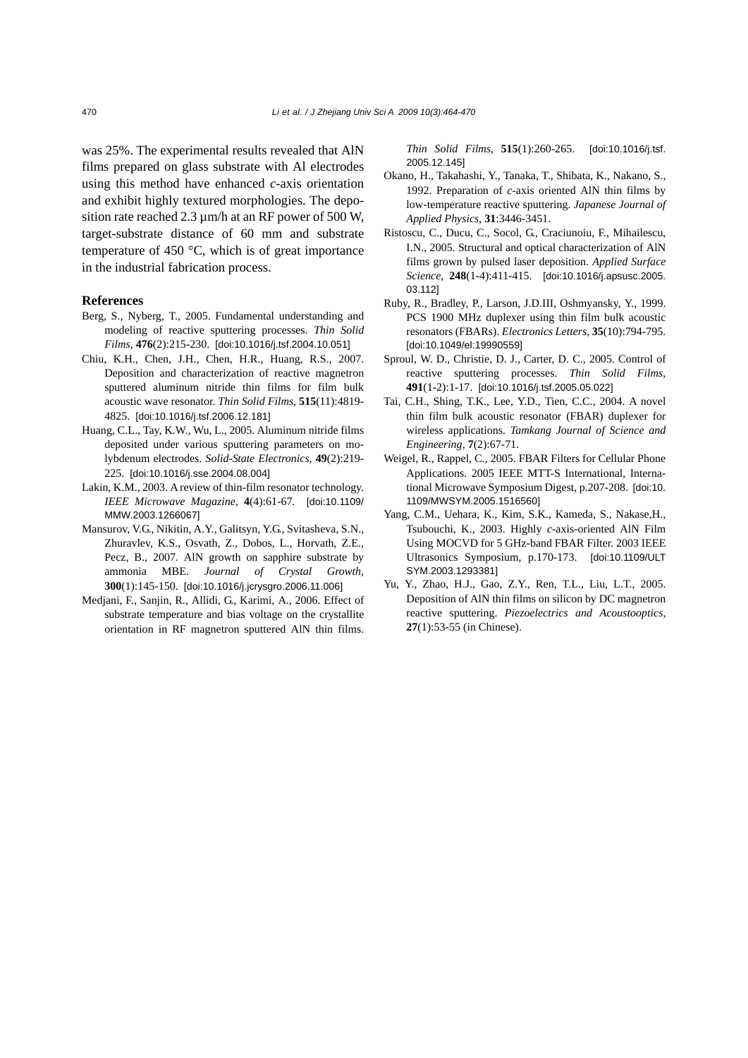was 25%. The experimental results revealed that AlN films prepared on glass substrate with Al electrodes using this method have enhanced *c*-axis orientation and exhibit highly textured morphologies. The deposition rate reached 2.3 μm/h at an RF power of 500 W, target-substrate distance of 60 mm and substrate temperature of 450 °C, which is of great importance in the industrial fabrication process.

## References

Berg, S., Nyberg, T., 2005. Fundamental understanding and modeling of reactive sputtering processes. *Thin Solid Films*, **476**(2):215-230. [doi:10.1016/j.tsf.2004.10.051]

Chiu, K.H., Chen, J.H., Chen, H.R., Huang, R.S., 2007. Deposition and characterization of reactive magnetron sputtered aluminum nitride thin films for film bulk acoustic wave resonator. *Thin Solid Films*, **515**(11):4819-4825. [doi:10.1016/j.tsf.2006.12.181]

Huang, C.L., Tay, K.W., Wu, L., 2005. Aluminum nitride films deposited under various sputtering parameters on molybdenum electrodes. *Solid-State Electronics*, **49**(2):219-225. [doi:10.1016/j.sse.2004.08.004]

Lakin, K.M., 2003. A review of thin-film resonator technology. *IEEE Microwave Magazine*, **4**(4):61-67. [doi:10.1109/MMW.2003.1266067]

Mansurov, V.G., Nikitin, A.Y., Galitsyn, Y.G., Svitasheva, S.N., Zhuravlev, K.S., Osvath, Z., Dobos, L., Horvath, Z.E., Pecz, B., 2007. AlN growth on sapphire substrate by ammonia MBE. *Journal of Crystal Growth*, **300**(1):145-150. [doi:10.1016/j.jcrysgro.2006.11.006]

Medjani, F., Sanjin, R., Allidi, G., Karimi, A., 2006. Effect of substrate temperature and bias voltage on the crystallite orientation in RF magnetron sputtered AlN thin films. *Thin Solid Films*, **515**(1):260-265. [doi:10.1016/j.tsf.2005.12.145]

Okano, H., Takahashi, Y., Tanaka, T., Shibata, K., Nakano, S., 1992. Preparation of *c*-axis oriented AlN thin films by low-temperature reactive sputtering. *Japanese Journal of Applied Physics*, **31**:3446-3451.

Ristoscu, C., Ducu, C., Socol, G., Craciunoiu, F., Mihailescu, I.N., 2005. Structural and optical characterization of AlN films grown by pulsed laser deposition. *Applied Surface Science*, **248**(1-4):411-415. [doi:10.1016/j.apsusc.2005.03.112]

Ruby, R., Bradley, P., Larson, J.D.III, Oshmyansky, Y., 1999. PCS 1900 MHz duplexer using thin film bulk acoustic resonators (FBARs). *Electronics Letters*, **35**(10):794-795. [doi:10.1049/el:19990559]

Sproul, W. D., Christie, D. J., Carter, D. C., 2005. Control of reactive sputtering processes. *Thin Solid Films*, **491**(1-2):1-17. [doi:10.1016/j.tsf.2005.05.022]

Tai, C.H., Shing, T.K., Lee, Y.D., Tien, C.C., 2004. A novel thin film bulk acoustic resonator (FBAR) duplexer for wireless applications. *Tamkang Journal of Science and Engineering*, **7**(2):67-71.

Weigel, R., Rappel, C., 2005. FBAR Filters for Cellular Phone Applications. 2005 IEEE MTT-S International, International Microwave Symposium Digest, p.207-208. [doi:10.1109/MWSYM.2005.1516560]

Yang, C.M., Uehara, K., Kim, S.K., Kameda, S., Nakase,H., Tsubouchi, K., 2003. Highly *c*-axis-oriented AlN Film Using MOCVD for 5 GHz-band FBAR Filter. 2003 IEEE Ultrasonics Symposium, p.170-173. [doi:10.1109/ULTSYM.2003.1293381]

Yu, Y., Zhao, H.J., Gao, Z.Y., Ren, T.L., Liu, L.T., 2005. Deposition of AlN thin films on silicon by DC magnetron reactive sputtering. *Piezoelectrics and Acoustooptics*, **27**(1):53-55 (in Chinese).